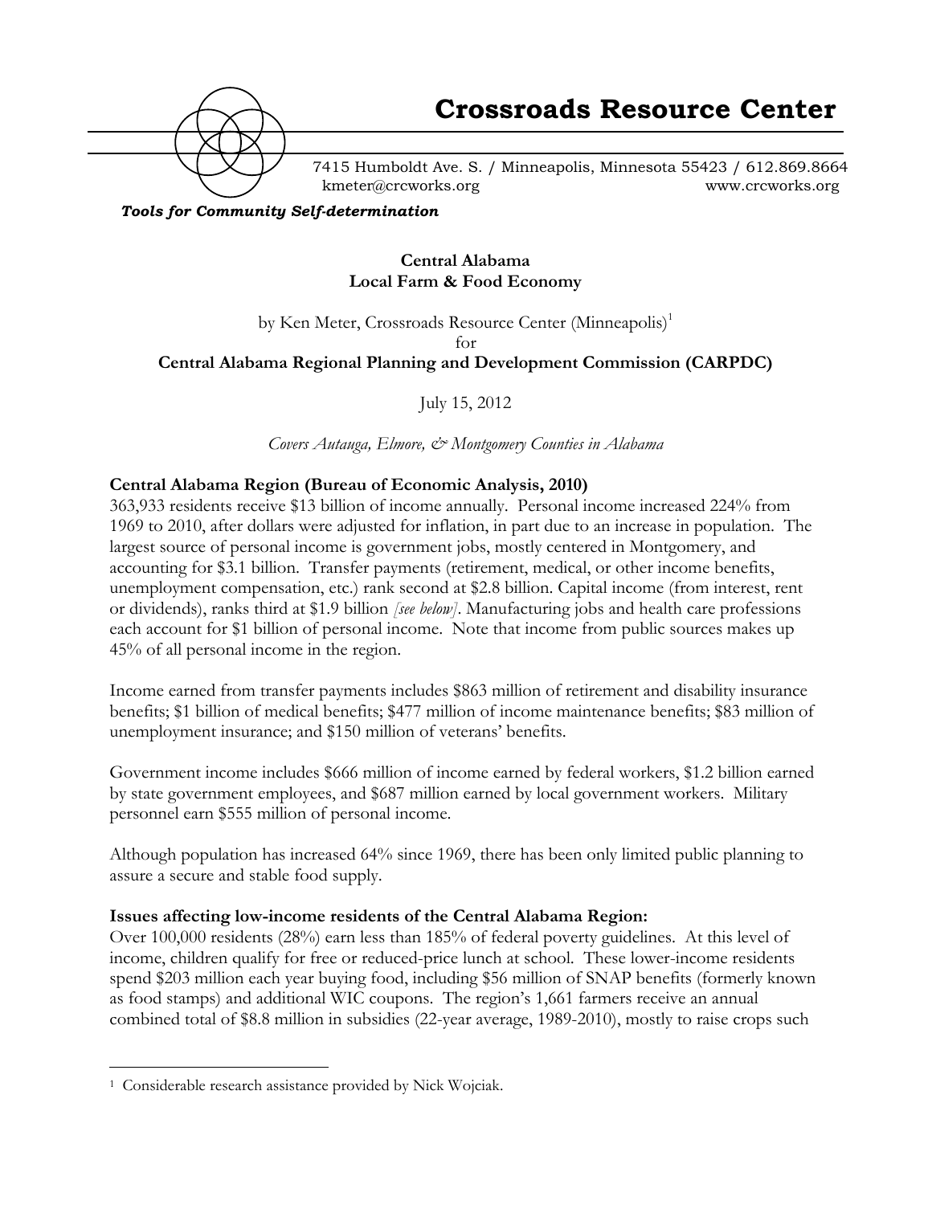# Crossroads Resource Center

7415 Humboldt Ave. S. / Minneapolis, Minnesota 55423 / 612.869.8664
kmeter@crcworks.org www.crcworks.org

***Tools for Community Self-determination***

**Central Alabama**
**Local Farm & Food Economy**

by Ken Meter, Crossroads Resource Center (Minneapolis)[1]
for
**Central Alabama Regional Planning and Development Commission (CARPDC)**

July 15, 2012

*Covers Autauga, Elmore, & Montgomery Counties in Alabama*

## Central Alabama Region (Bureau of Economic Analysis, 2010)

363,933 residents receive $13 billion of income annually. Personal income increased 224% from 1969 to 2010, after dollars were adjusted for inflation, in part due to an increase in population. The largest source of personal income is government jobs, mostly centered in Montgomery, and accounting for $3.1 billion. Transfer payments (retirement, medical, or other income benefits, unemployment compensation, etc.) rank second at $2.8 billion. Capital income (from interest, rent or dividends), ranks third at $1.9 billion *[see below]*. Manufacturing jobs and health care professions each account for $1 billion of personal income. Note that income from public sources makes up 45% of all personal income in the region.

Income earned from transfer payments includes $863 million of retirement and disability insurance benefits; $1 billion of medical benefits; $477 million of income maintenance benefits; $83 million of unemployment insurance; and $150 million of veterans' benefits.

Government income includes $666 million of income earned by federal workers, $1.2 billion earned by state government employees, and $687 million earned by local government workers. Military personnel earn $555 million of personal income.

Although population has increased 64% since 1969, there has been only limited public planning to assure a secure and stable food supply.

## Issues affecting low-income residents of the Central Alabama Region:

Over 100,000 residents (28%) earn less than 185% of federal poverty guidelines. At this level of income, children qualify for free or reduced-price lunch at school. These lower-income residents spend $203 million each year buying food, including $56 million of SNAP benefits (formerly known as food stamps) and additional WIC coupons. The region's 1,661 farmers receive an annual combined total of $8.8 million in subsidies (22-year average, 1989-2010), mostly to raise crops such

---

[1] Considerable research assistance provided by Nick Wojciak.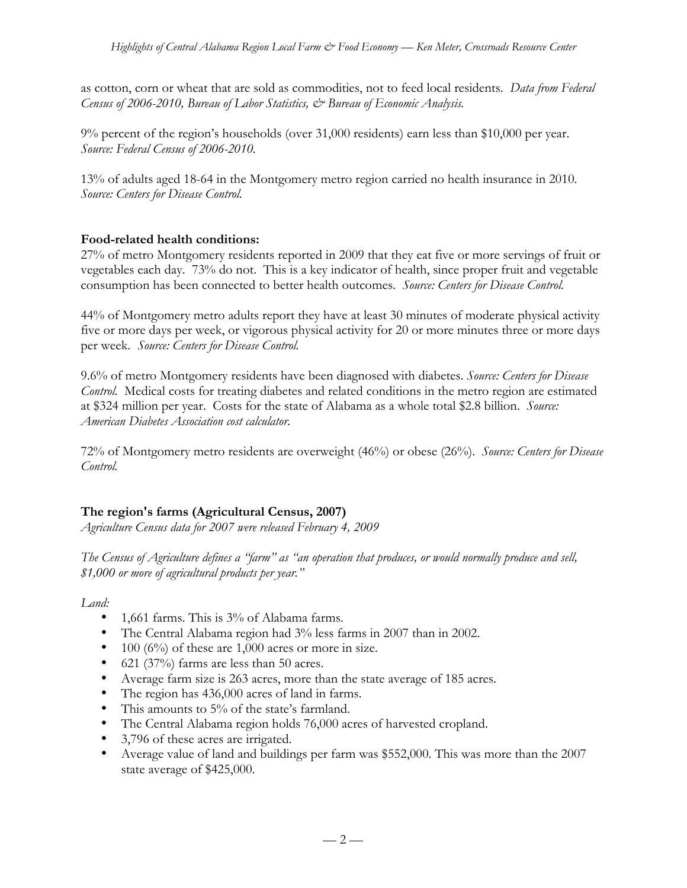as cotton, corn or wheat that are sold as commodities, not to feed local residents. *Data from Federal Census of 2006-2010, Bureau of Labor Statistics, & Bureau of Economic Analysis.*

9% percent of the region's households (over 31,000 residents) earn less than $10,000 per year. *Source: Federal Census of 2006-2010.*

13% of adults aged 18-64 in the Montgomery metro region carried no health insurance in 2010. *Source: Centers for Disease Control.*

**Food-related health conditions:**

27% of metro Montgomery residents reported in 2009 that they eat five or more servings of fruit or vegetables each day. 73% do not. This is a key indicator of health, since proper fruit and vegetable consumption has been connected to better health outcomes. *Source: Centers for Disease Control.*

44% of Montgomery metro adults report they have at least 30 minutes of moderate physical activity five or more days per week, or vigorous physical activity for 20 or more minutes three or more days per week. *Source: Centers for Disease Control.*

9.6% of metro Montgomery residents have been diagnosed with diabetes. *Source: Centers for Disease Control.* Medical costs for treating diabetes and related conditions in the metro region are estimated at $324 million per year. Costs for the state of Alabama as a whole total $2.8 billion. *Source: American Diabetes Association cost calculator.*

72% of Montgomery metro residents are overweight (46%) or obese (26%). *Source: Centers for Disease Control.*

## The region's farms (Agricultural Census, 2007)

*Agriculture Census data for 2007 were released February 4, 2009*

*The Census of Agriculture defines a "farm" as "an operation that produces, or would normally produce and sell, $1,000 or more of agricultural products per year."*

*Land:*

- 1,661 farms. This is 3% of Alabama farms.
- The Central Alabama region had 3% less farms in 2007 than in 2002.
- 100 (6%) of these are 1,000 acres or more in size.
- 621 (37%) farms are less than 50 acres.
- Average farm size is 263 acres, more than the state average of 185 acres.
- The region has 436,000 acres of land in farms.
- This amounts to 5% of the state's farmland.
- The Central Alabama region holds 76,000 acres of harvested cropland.
- 3,796 of these acres are irrigated.
- Average value of land and buildings per farm was $552,000. This was more than the 2007 state average of $425,000.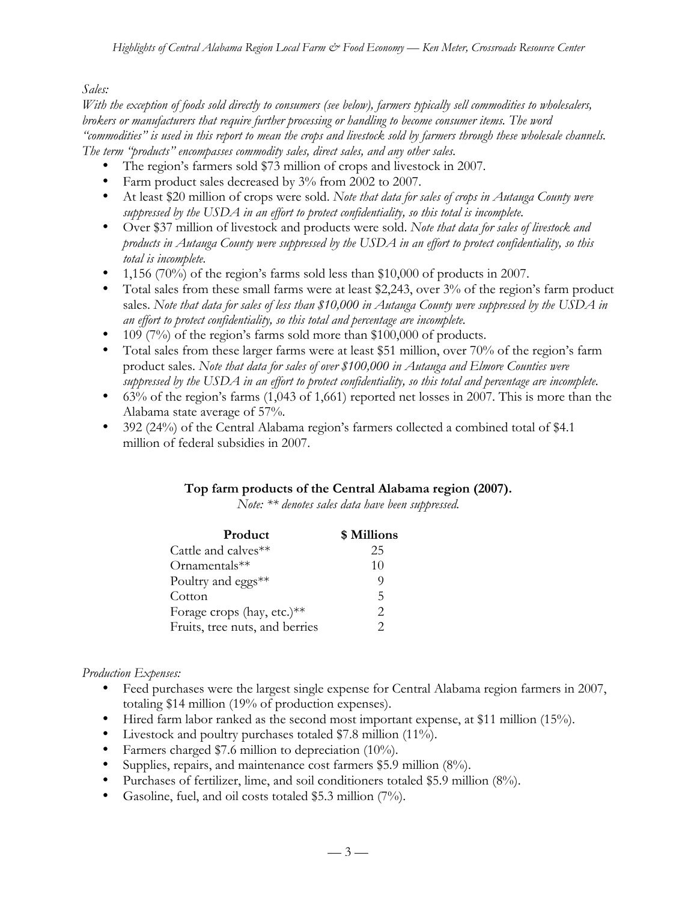*Sales:*

*With the exception of foods sold directly to consumers (see below), farmers typically sell commodities to wholesalers, brokers or manufacturers that require further processing or handling to become consumer items. The word "commodities" is used in this report to mean the crops and livestock sold by farmers through these wholesale channels. The term "products" encompasses commodity sales, direct sales, and any other sales.*

- The region's farmers sold $73 million of crops and livestock in 2007.
- Farm product sales decreased by 3% from 2002 to 2007.
- At least $20 million of crops were sold. *Note that data for sales of crops in Autauga County were suppressed by the USDA in an effort to protect confidentiality, so this total is incomplete.*
- Over $37 million of livestock and products were sold. *Note that data for sales of livestock and products in Autauga County were suppressed by the USDA in an effort to protect confidentiality, so this total is incomplete.*
- 1,156 (70%) of the region's farms sold less than $10,000 of products in 2007.
- Total sales from these small farms were at least $2,243, over 3% of the region's farm product sales. *Note that data for sales of less than $10,000 in Autauga County were suppressed by the USDA in an effort to protect confidentiality, so this total and percentage are incomplete.*
- 109 (7%) of the region's farms sold more than $100,000 of products.
- Total sales from these larger farms were at least $51 million, over 70% of the region's farm product sales. *Note that data for sales of over $100,000 in Autauga and Elmore Counties were suppressed by the USDA in an effort to protect confidentiality, so this total and percentage are incomplete.*
- 63% of the region's farms (1,043 of 1,661) reported net losses in 2007. This is more than the Alabama state average of 57%.
- 392 (24%) of the Central Alabama region's farmers collected a combined total of $4.1 million of federal subsidies in 2007.

**Top farm products of the Central Alabama region (2007).**

*Note: ** denotes sales data have been suppressed.*

| Product | $ Millions |
|---|---|
| Cattle and calves** | 25 |
| Ornamentals** | 10 |
| Poultry and eggs** | 9 |
| Cotton | 5 |
| Forage crops (hay, etc.)** | 2 |
| Fruits, tree nuts, and berries | 2 |

*Production Expenses:*

- Feed purchases were the largest single expense for Central Alabama region farmers in 2007, totaling $14 million (19% of production expenses).
- Hired farm labor ranked as the second most important expense, at $11 million (15%).
- Livestock and poultry purchases totaled $7.8 million (11%).
- Farmers charged $7.6 million to depreciation (10%).
- Supplies, repairs, and maintenance cost farmers $5.9 million (8%).
- Purchases of fertilizer, lime, and soil conditioners totaled $5.9 million (8%).
- Gasoline, fuel, and oil costs totaled $5.3 million (7%).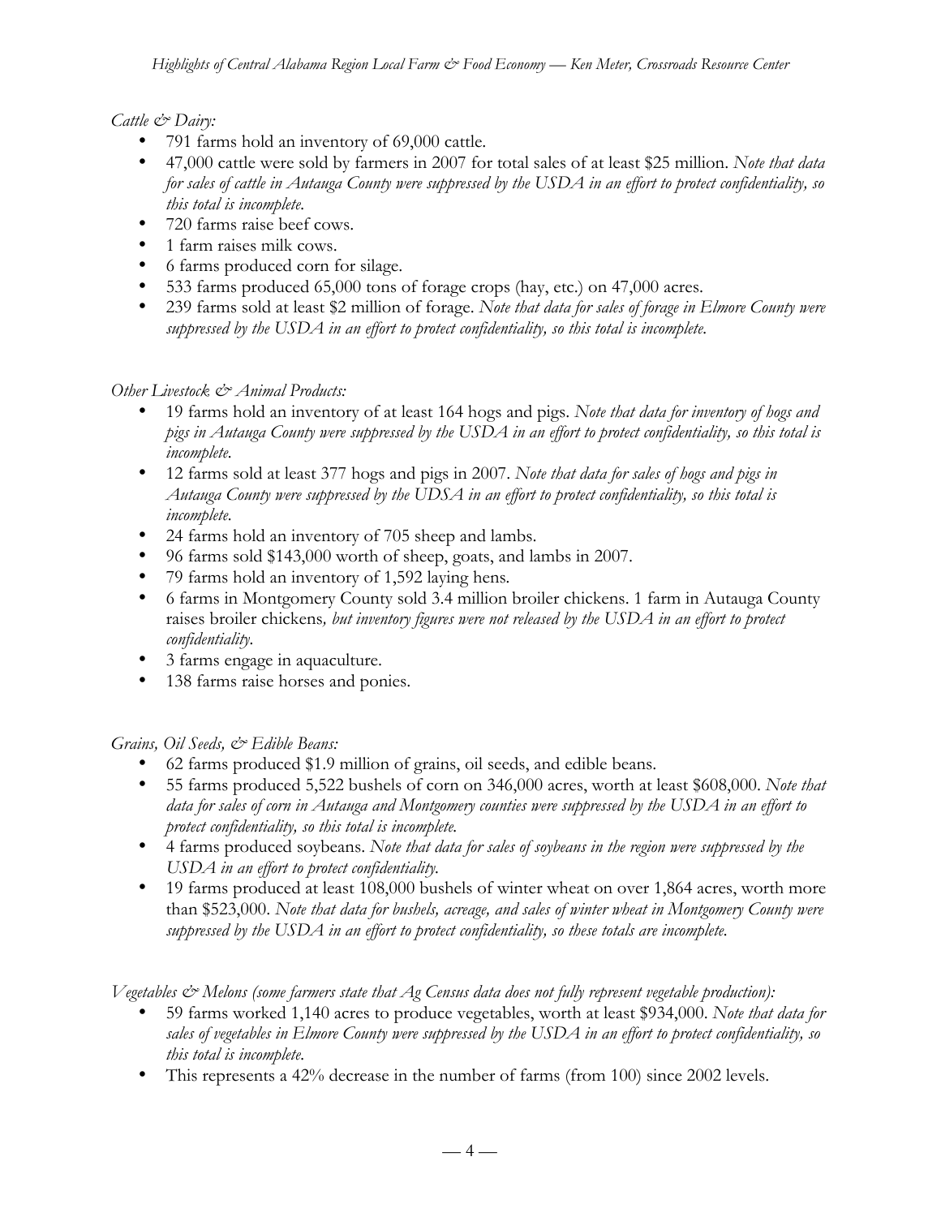*Cattle & Dairy:*

- 791 farms hold an inventory of 69,000 cattle.
- 47,000 cattle were sold by farmers in 2007 for total sales of at least $25 million. *Note that data for sales of cattle in Autauga County were suppressed by the USDA in an effort to protect confidentiality, so this total is incomplete.*
- 720 farms raise beef cows.
- 1 farm raises milk cows.
- 6 farms produced corn for silage.
- 533 farms produced 65,000 tons of forage crops (hay, etc.) on 47,000 acres.
- 239 farms sold at least $2 million of forage. *Note that data for sales of forage in Elmore County were suppressed by the USDA in an effort to protect confidentiality, so this total is incomplete.*

*Other Livestock & Animal Products:*

- 19 farms hold an inventory of at least 164 hogs and pigs. *Note that data for inventory of hogs and pigs in Autauga County were suppressed by the USDA in an effort to protect confidentiality, so this total is incomplete.*
- 12 farms sold at least 377 hogs and pigs in 2007. *Note that data for sales of hogs and pigs in Autauga County were suppressed by the UDSA in an effort to protect confidentiality, so this total is incomplete.*
- 24 farms hold an inventory of 705 sheep and lambs.
- 96 farms sold $143,000 worth of sheep, goats, and lambs in 2007.
- 79 farms hold an inventory of 1,592 laying hens.
- 6 farms in Montgomery County sold 3.4 million broiler chickens. 1 farm in Autauga County raises broiler chickens*, but inventory figures were not released by the USDA in an effort to protect confidentiality.*
- 3 farms engage in aquaculture.
- 138 farms raise horses and ponies.

*Grains, Oil Seeds, & Edible Beans:*

- 62 farms produced $1.9 million of grains, oil seeds, and edible beans.
- 55 farms produced 5,522 bushels of corn on 346,000 acres, worth at least $608,000. *Note that data for sales of corn in Autauga and Montgomery counties were suppressed by the USDA in an effort to protect confidentiality, so this total is incomplete.*
- 4 farms produced soybeans. *Note that data for sales of soybeans in the region were suppressed by the USDA in an effort to protect confidentiality.*
- 19 farms produced at least 108,000 bushels of winter wheat on over 1,864 acres, worth more than $523,000. *Note that data for bushels, acreage, and sales of winter wheat in Montgomery County were suppressed by the USDA in an effort to protect confidentiality, so these totals are incomplete.*

*Vegetables & Melons (some farmers state that Ag Census data does not fully represent vegetable production):*

- 59 farms worked 1,140 acres to produce vegetables, worth at least $934,000. *Note that data for sales of vegetables in Elmore County were suppressed by the USDA in an effort to protect confidentiality, so this total is incomplete.*
- This represents a 42% decrease in the number of farms (from 100) since 2002 levels.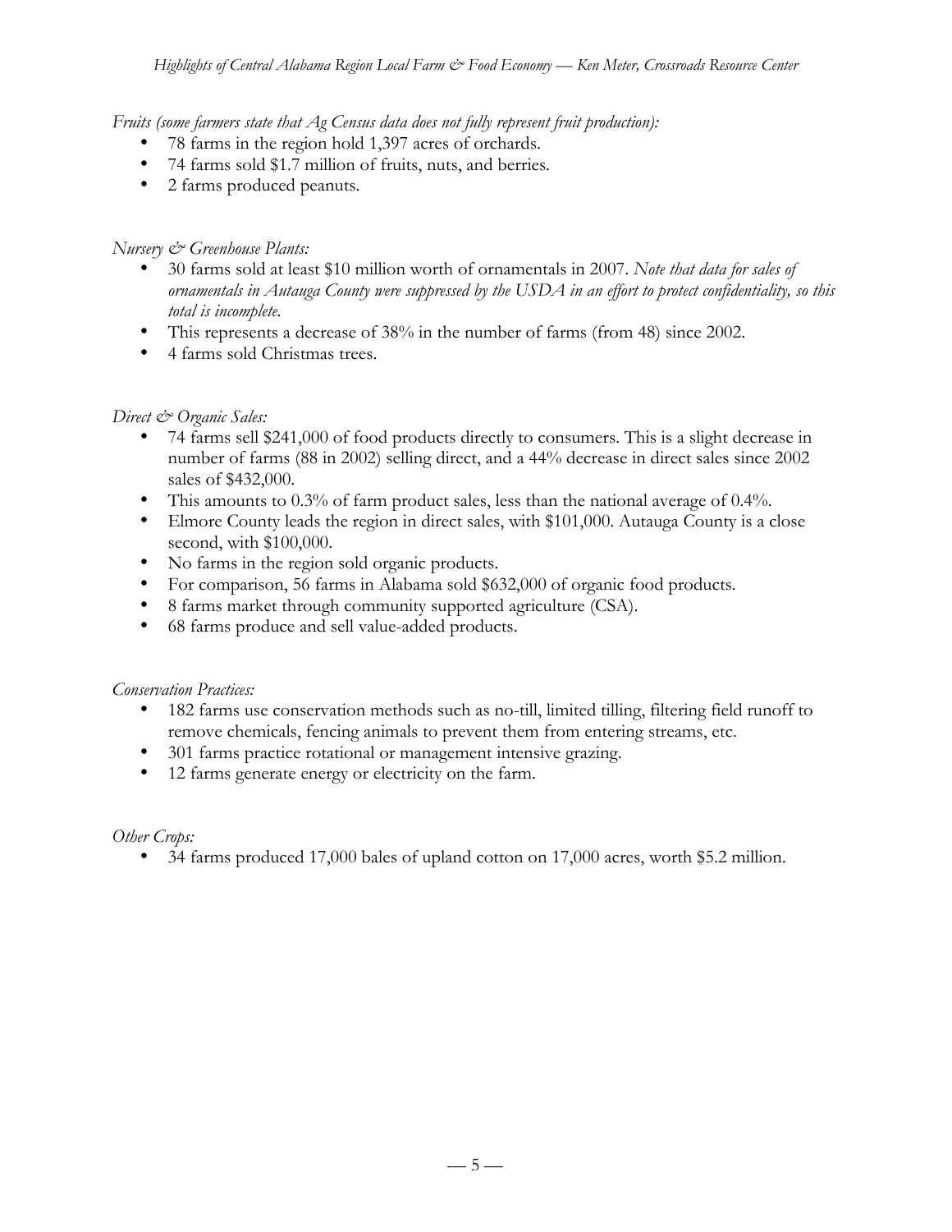*Fruits (some farmers state that Ag Census data does not fully represent fruit production):*

- 78 farms in the region hold 1,397 acres of orchards.
- 74 farms sold $1.7 million of fruits, nuts, and berries.
- 2 farms produced peanuts.

*Nursery & Greenhouse Plants:*

- 30 farms sold at least $10 million worth of ornamentals in 2007. *Note that data for sales of ornamentals in Autauga County were suppressed by the USDA in an effort to protect confidentiality, so this total is incomplete.*
- This represents a decrease of 38% in the number of farms (from 48) since 2002.
- 4 farms sold Christmas trees.

*Direct & Organic Sales:*

- 74 farms sell $241,000 of food products directly to consumers. This is a slight decrease in number of farms (88 in 2002) selling direct, and a 44% decrease in direct sales since 2002 sales of $432,000.
- This amounts to 0.3% of farm product sales, less than the national average of 0.4%.
- Elmore County leads the region in direct sales, with $101,000. Autauga County is a close second, with $100,000.
- No farms in the region sold organic products.
- For comparison, 56 farms in Alabama sold $632,000 of organic food products.
- 8 farms market through community supported agriculture (CSA).
- 68 farms produce and sell value-added products.

*Conservation Practices:*

- 182 farms use conservation methods such as no-till, limited tilling, filtering field runoff to remove chemicals, fencing animals to prevent them from entering streams, etc.
- 301 farms practice rotational or management intensive grazing.
- 12 farms generate energy or electricity on the farm.

*Other Crops:*

- 34 farms produced 17,000 bales of upland cotton on 17,000 acres, worth $5.2 million.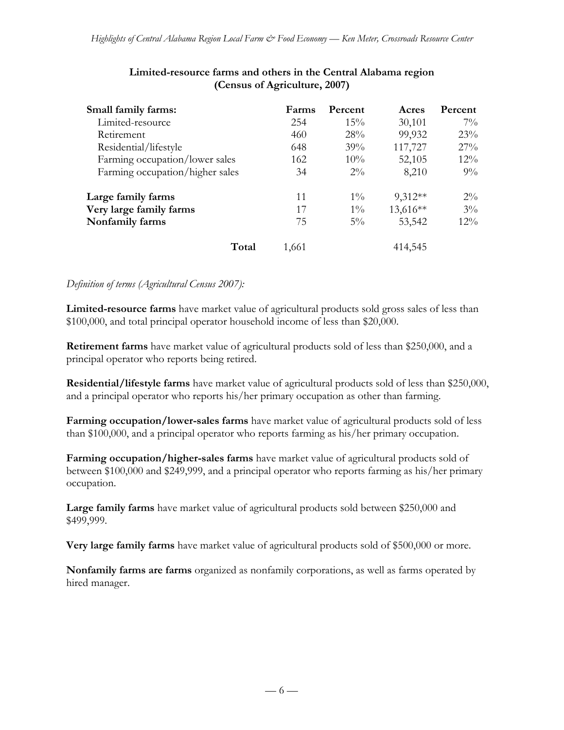**Limited-resource farms and others in the Central Alabama region (Census of Agriculture, 2007)**

| | Farms | Percent | Acres | Percent |
|---|---|---|---|---|
| **Small family farms:** | | | | |
| Limited-resource | 254 | 15% | 30,101 | 7% |
| Retirement | 460 | 28% | 99,932 | 23% |
| Residential/lifestyle | 648 | 39% | 117,727 | 27% |
| Farming occupation/lower sales | 162 | 10% | 52,105 | 12% |
| Farming occupation/higher sales | 34 | 2% | 8,210 | 9% |
| **Large family farms** | 11 | 1% | 9,312** | 2% |
| **Very large family farms** | 17 | 1% | 13,616** | 3% |
| **Nonfamily farms** | 75 | 5% | 53,542 | 12% |
| **Total** | 1,661 | | 414,545 | |

*Definition of terms (Agricultural Census 2007):*

**Limited-resource farms** have market value of agricultural products sold gross sales of less than $100,000, and total principal operator household income of less than $20,000.

**Retirement farms** have market value of agricultural products sold of less than $250,000, and a principal operator who reports being retired.

**Residential/lifestyle farms** have market value of agricultural products sold of less than $250,000, and a principal operator who reports his/her primary occupation as other than farming.

**Farming occupation/lower-sales farms** have market value of agricultural products sold of less than $100,000, and a principal operator who reports farming as his/her primary occupation.

**Farming occupation/higher-sales farms** have market value of agricultural products sold of between $100,000 and $249,999, and a principal operator who reports farming as his/her primary occupation.

**Large family farms** have market value of agricultural products sold between $250,000 and $499,999.

**Very large family farms** have market value of agricultural products sold of $500,000 or more.

**Nonfamily farms are farms** organized as nonfamily corporations, as well as farms operated by hired manager.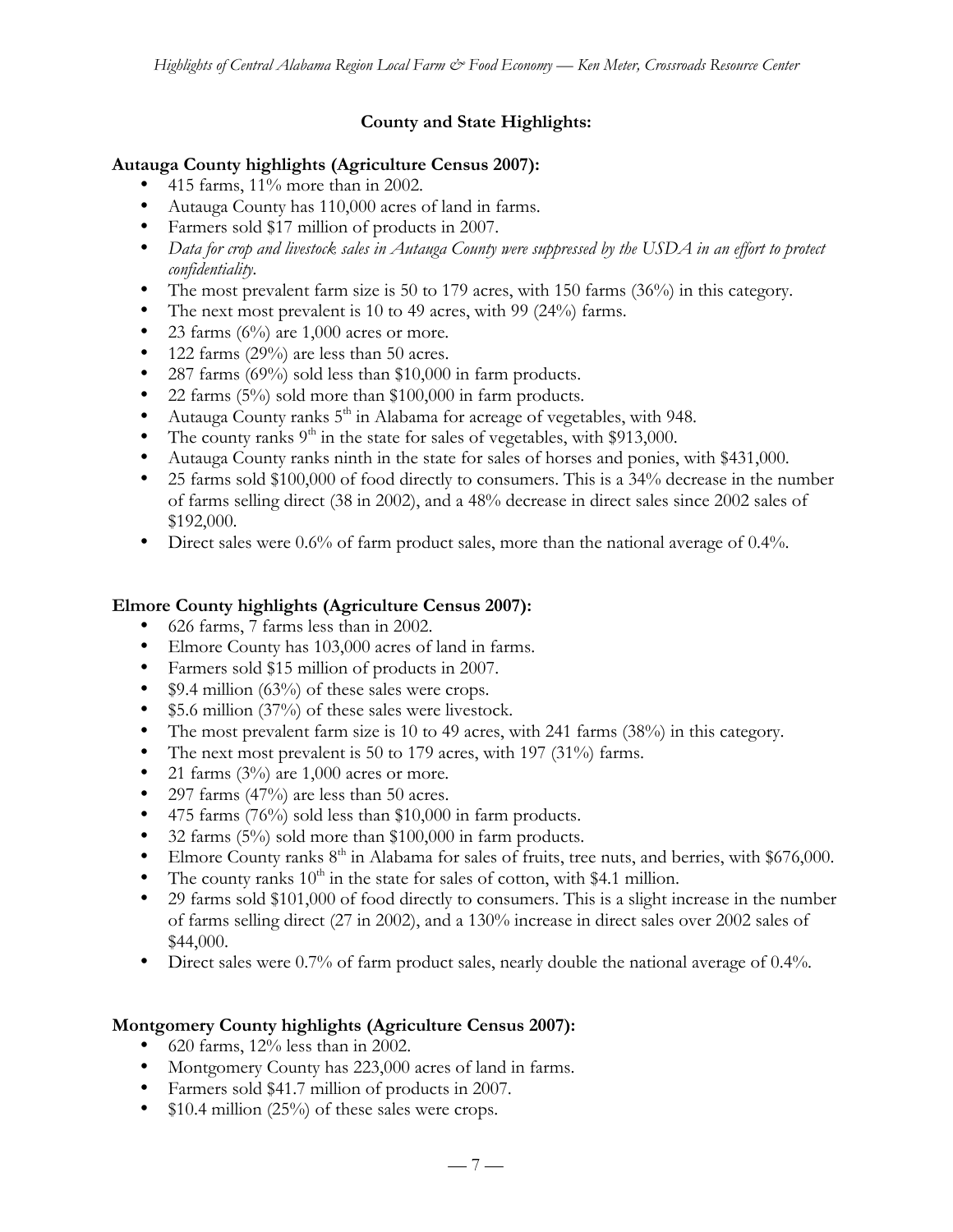## County and State Highlights:

### Autauga County highlights (Agriculture Census 2007):

- 415 farms, 11% more than in 2002.
- Autauga County has 110,000 acres of land in farms.
- Farmers sold $17 million of products in 2007.
- *Data for crop and livestock sales in Autauga County were suppressed by the USDA in an effort to protect confidentiality.*
- The most prevalent farm size is 50 to 179 acres, with 150 farms (36%) in this category.
- The next most prevalent is 10 to 49 acres, with 99 (24%) farms.
- 23 farms (6%) are 1,000 acres or more.
- 122 farms (29%) are less than 50 acres.
- 287 farms (69%) sold less than $10,000 in farm products.
- 22 farms (5%) sold more than $100,000 in farm products.
- Autauga County ranks 5th in Alabama for acreage of vegetables, with 948.
- The county ranks 9th in the state for sales of vegetables, with $913,000.
- Autauga County ranks ninth in the state for sales of horses and ponies, with $431,000.
- 25 farms sold $100,000 of food directly to consumers. This is a 34% decrease in the number of farms selling direct (38 in 2002), and a 48% decrease in direct sales since 2002 sales of $192,000.
- Direct sales were 0.6% of farm product sales, more than the national average of 0.4%.

### Elmore County highlights (Agriculture Census 2007):

- 626 farms, 7 farms less than in 2002.
- Elmore County has 103,000 acres of land in farms.
- Farmers sold $15 million of products in 2007.
- $9.4 million (63%) of these sales were crops.
- $5.6 million (37%) of these sales were livestock.
- The most prevalent farm size is 10 to 49 acres, with 241 farms (38%) in this category.
- The next most prevalent is 50 to 179 acres, with 197 (31%) farms.
- 21 farms (3%) are 1,000 acres or more.
- 297 farms (47%) are less than 50 acres.
- 475 farms (76%) sold less than $10,000 in farm products.
- 32 farms (5%) sold more than $100,000 in farm products.
- Elmore County ranks 8th in Alabama for sales of fruits, tree nuts, and berries, with $676,000.
- The county ranks 10th in the state for sales of cotton, with $4.1 million.
- 29 farms sold $101,000 of food directly to consumers. This is a slight increase in the number of farms selling direct (27 in 2002), and a 130% increase in direct sales over 2002 sales of $44,000.
- Direct sales were 0.7% of farm product sales, nearly double the national average of 0.4%.

### Montgomery County highlights (Agriculture Census 2007):

- 620 farms, 12% less than in 2002.
- Montgomery County has 223,000 acres of land in farms.
- Farmers sold $41.7 million of products in 2007.
- $10.4 million (25%) of these sales were crops.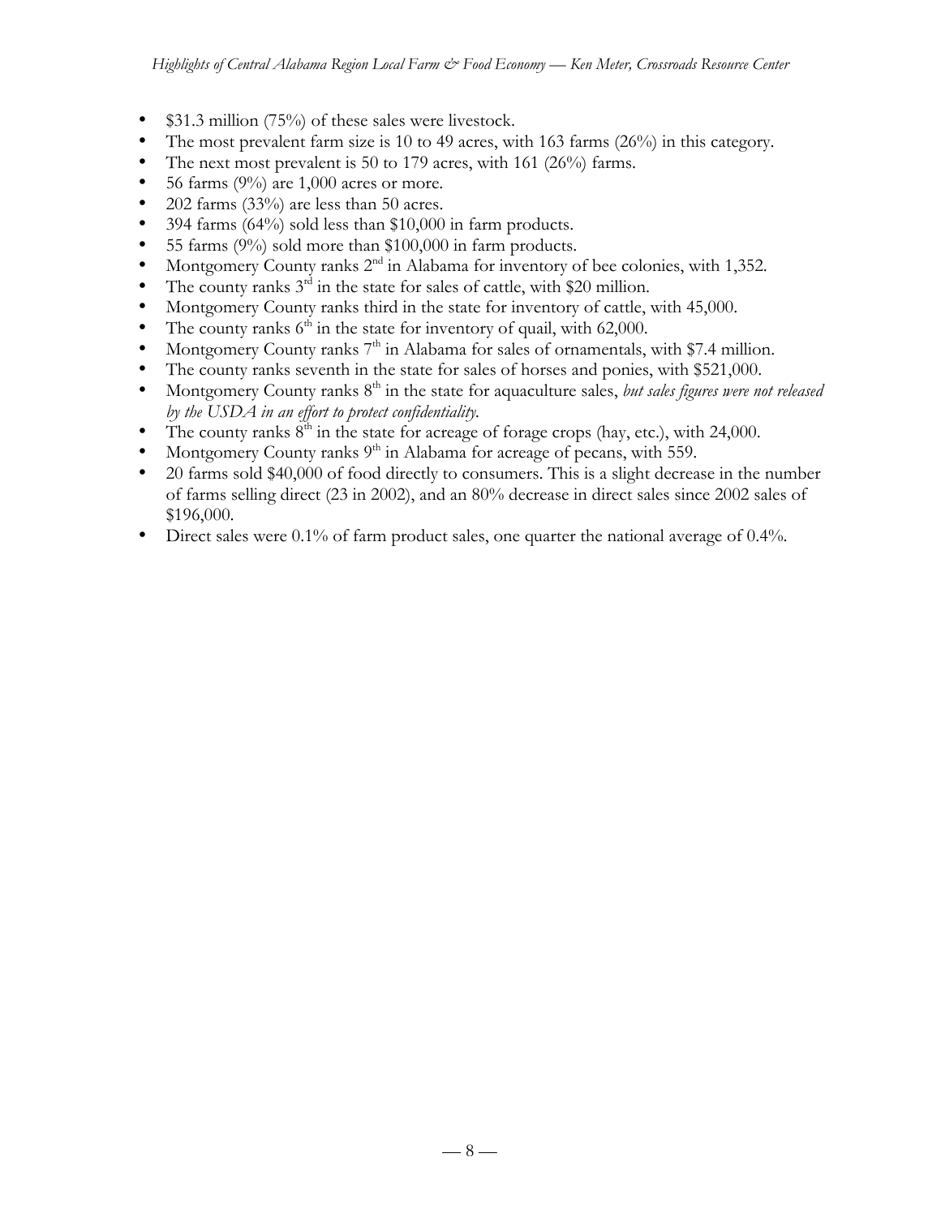- \$31.3 million (75%) of these sales were livestock.
- The most prevalent farm size is 10 to 49 acres, with 163 farms (26%) in this category.
- The next most prevalent is 50 to 179 acres, with 161 (26%) farms.
- 56 farms (9%) are 1,000 acres or more.
- 202 farms (33%) are less than 50 acres.
- 394 farms (64%) sold less than \$10,000 in farm products.
- 55 farms (9%) sold more than \$100,000 in farm products.
- Montgomery County ranks 2nd in Alabama for inventory of bee colonies, with 1,352.
- The county ranks 3rd in the state for sales of cattle, with \$20 million.
- Montgomery County ranks third in the state for inventory of cattle, with 45,000.
- The county ranks 6th in the state for inventory of quail, with 62,000.
- Montgomery County ranks 7th in Alabama for sales of ornamentals, with \$7.4 million.
- The county ranks seventh in the state for sales of horses and ponies, with \$521,000.
- Montgomery County ranks 8th in the state for aquaculture sales, *but sales figures were not released by the USDA in an effort to protect confidentiality.*
- The county ranks 8th in the state for acreage of forage crops (hay, etc.), with 24,000.
- Montgomery County ranks 9th in Alabama for acreage of pecans, with 559.
- 20 farms sold \$40,000 of food directly to consumers. This is a slight decrease in the number of farms selling direct (23 in 2002), and an 80% decrease in direct sales since 2002 sales of \$196,000.
- Direct sales were 0.1% of farm product sales, one quarter the national average of 0.4%.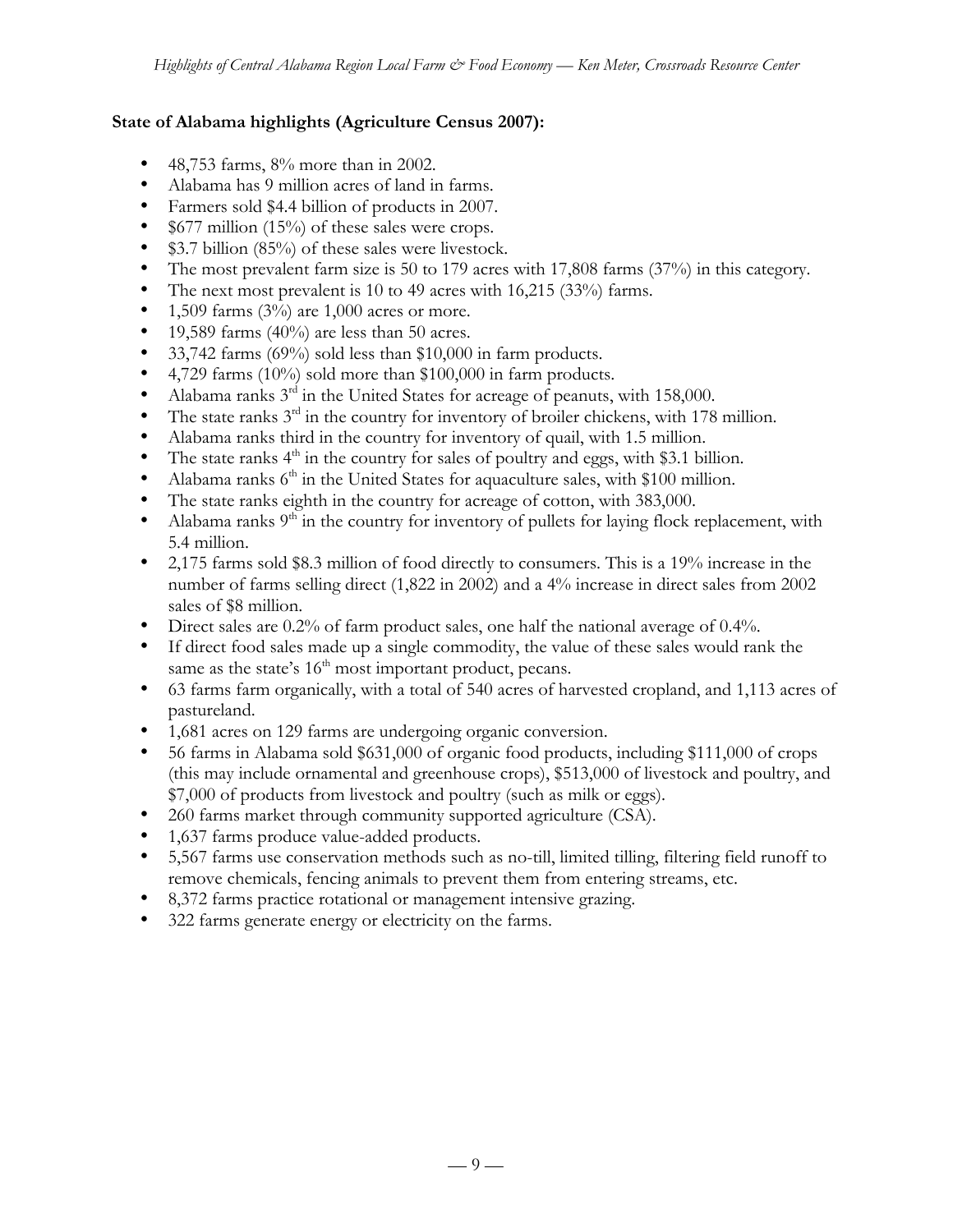**State of Alabama highlights (Agriculture Census 2007):**

- 48,753 farms, 8% more than in 2002.
- Alabama has 9 million acres of land in farms.
- Farmers sold $4.4 billion of products in 2007.
- $677 million (15%) of these sales were crops.
- $3.7 billion (85%) of these sales were livestock.
- The most prevalent farm size is 50 to 179 acres with 17,808 farms (37%) in this category.
- The next most prevalent is 10 to 49 acres with 16,215 (33%) farms.
- 1,509 farms (3%) are 1,000 acres or more.
- 19,589 farms (40%) are less than 50 acres.
- 33,742 farms (69%) sold less than $10,000 in farm products.
- 4,729 farms (10%) sold more than $100,000 in farm products.
- Alabama ranks 3rd in the United States for acreage of peanuts, with 158,000.
- The state ranks 3rd in the country for inventory of broiler chickens, with 178 million.
- Alabama ranks third in the country for inventory of quail, with 1.5 million.
- The state ranks 4th in the country for sales of poultry and eggs, with $3.1 billion.
- Alabama ranks 6th in the United States for aquaculture sales, with $100 million.
- The state ranks eighth in the country for acreage of cotton, with 383,000.
- Alabama ranks 9th in the country for inventory of pullets for laying flock replacement, with 5.4 million.
- 2,175 farms sold $8.3 million of food directly to consumers. This is a 19% increase in the number of farms selling direct (1,822 in 2002) and a 4% increase in direct sales from 2002 sales of $8 million.
- Direct sales are 0.2% of farm product sales, one half the national average of 0.4%.
- If direct food sales made up a single commodity, the value of these sales would rank the same as the state's 16th most important product, pecans.
- 63 farms farm organically, with a total of 540 acres of harvested cropland, and 1,113 acres of pastureland.
- 1,681 acres on 129 farms are undergoing organic conversion.
- 56 farms in Alabama sold $631,000 of organic food products, including $111,000 of crops (this may include ornamental and greenhouse crops), $513,000 of livestock and poultry, and $7,000 of products from livestock and poultry (such as milk or eggs).
- 260 farms market through community supported agriculture (CSA).
- 1,637 farms produce value-added products.
- 5,567 farms use conservation methods such as no-till, limited tilling, filtering field runoff to remove chemicals, fencing animals to prevent them from entering streams, etc.
- 8,372 farms practice rotational or management intensive grazing.
- 322 farms generate energy or electricity on the farms.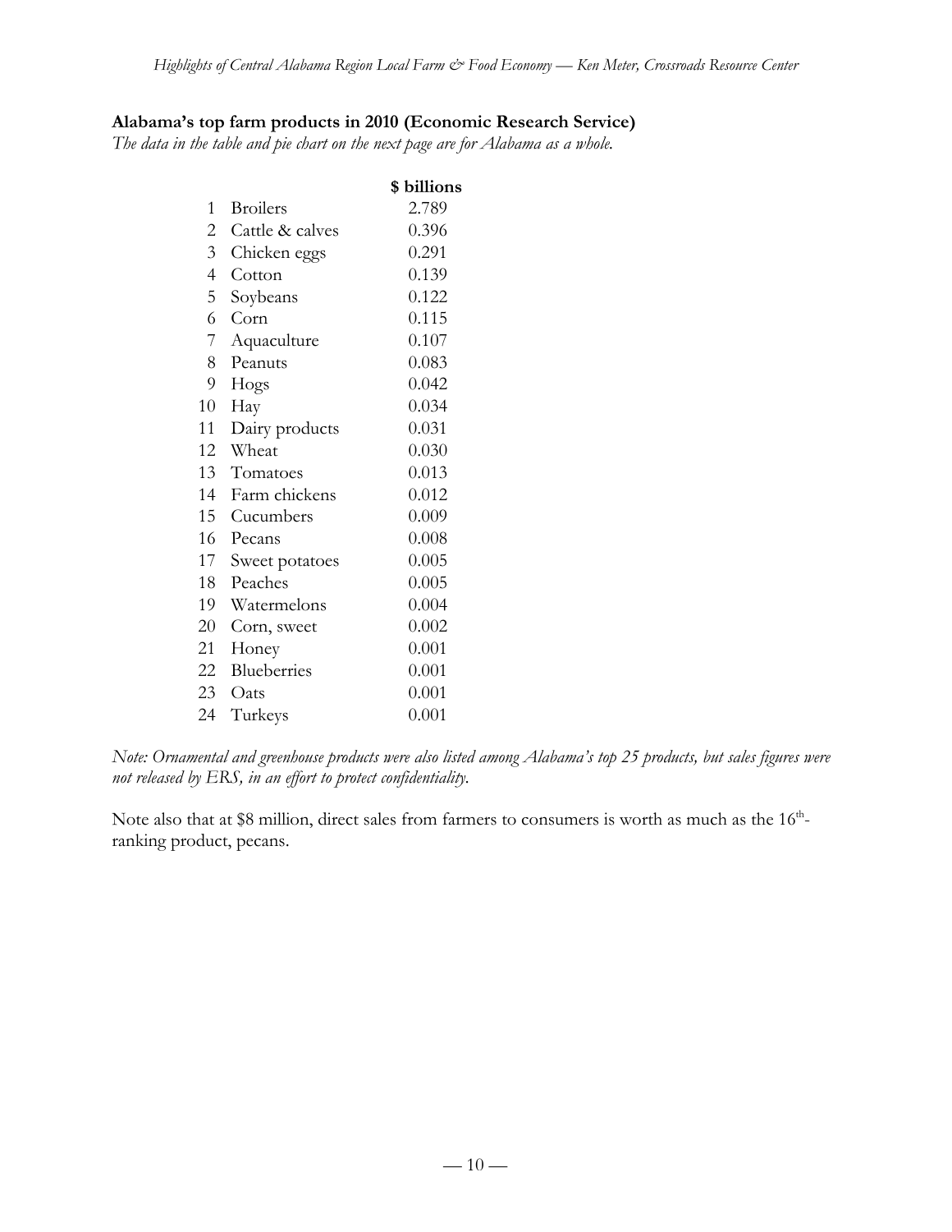**Alabama's top farm products in 2010 (Economic Research Service)**

*The data in the table and pie chart on the next page are for Alabama as a whole.*

| | | $ billions |
|---|---|---|
| 1 | Broilers | 2.789 |
| 2 | Cattle & calves | 0.396 |
| 3 | Chicken eggs | 0.291 |
| 4 | Cotton | 0.139 |
| 5 | Soybeans | 0.122 |
| 6 | Corn | 0.115 |
| 7 | Aquaculture | 0.107 |
| 8 | Peanuts | 0.083 |
| 9 | Hogs | 0.042 |
| 10 | Hay | 0.034 |
| 11 | Dairy products | 0.031 |
| 12 | Wheat | 0.030 |
| 13 | Tomatoes | 0.013 |
| 14 | Farm chickens | 0.012 |
| 15 | Cucumbers | 0.009 |
| 16 | Pecans | 0.008 |
| 17 | Sweet potatoes | 0.005 |
| 18 | Peaches | 0.005 |
| 19 | Watermelons | 0.004 |
| 20 | Corn, sweet | 0.002 |
| 21 | Honey | 0.001 |
| 22 | Blueberries | 0.001 |
| 23 | Oats | 0.001 |
| 24 | Turkeys | 0.001 |

*Note: Ornamental and greenhouse products were also listed among Alabama's top 25 products, but sales figures were not released by ERS, in an effort to protect confidentiality.*

Note also that at $8 million, direct sales from farmers to consumers is worth as much as the 16th-ranking product, pecans.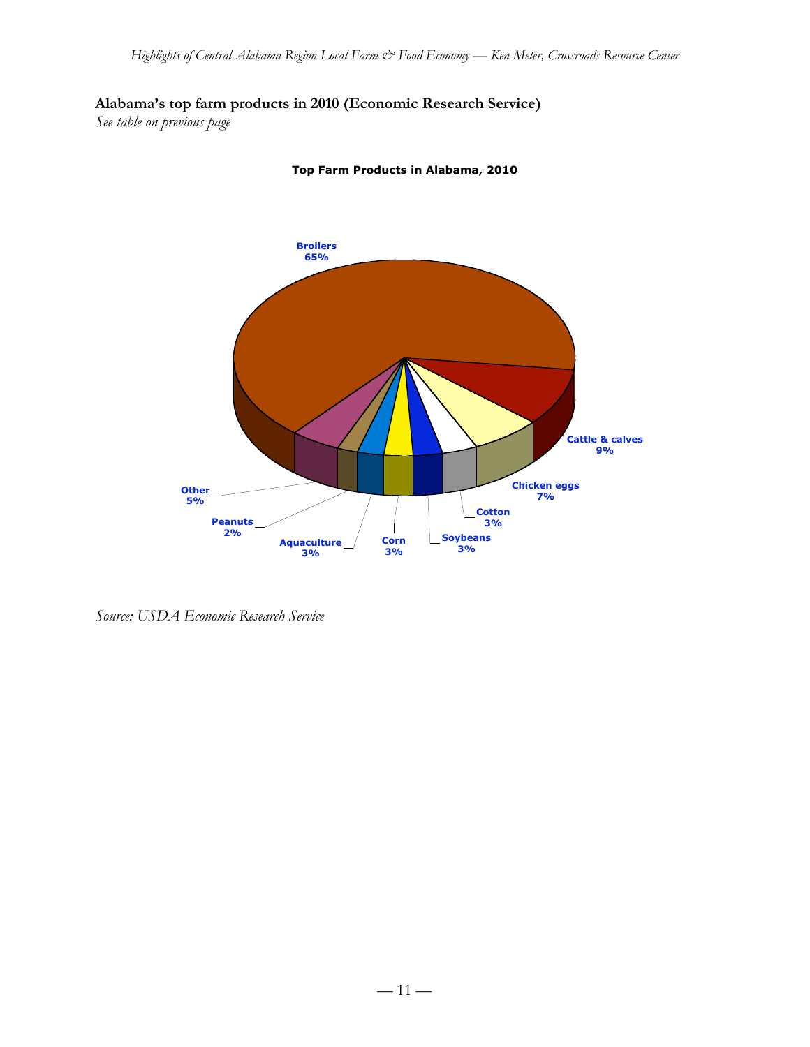**Alabama's top farm products in 2010 (Economic Research Service)**

*See table on previous page*

**Top Farm Products in Alabama, 2010**

Broilers 65%

Cattle & calves 9%

Chicken eggs 7%

Cotton 3%

Soybeans 3%

Corn 3%

Aquaculture 3%

Peanuts 2%

Other 5%

*Source: USDA Economic Research Service*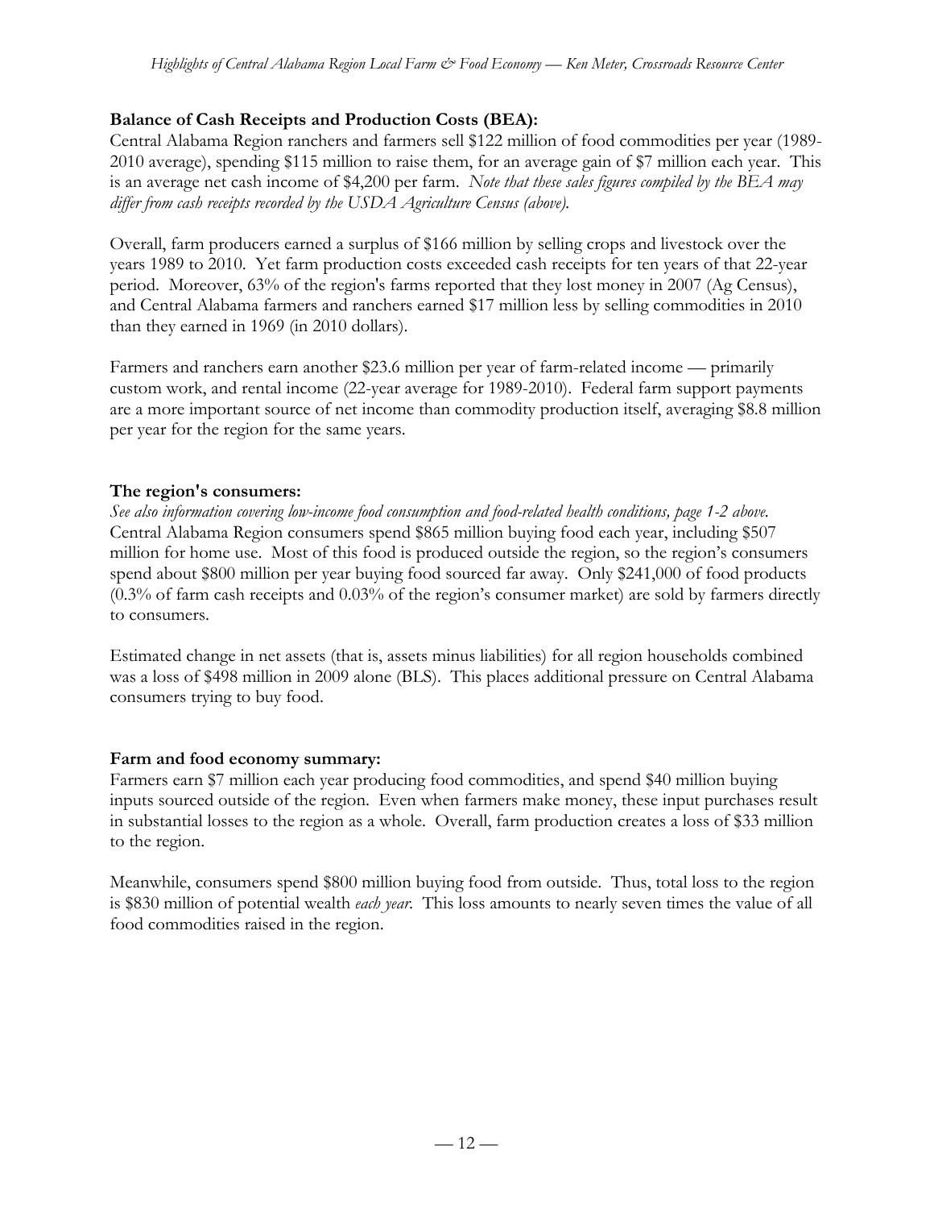**Balance of Cash Receipts and Production Costs (BEA):**

Central Alabama Region ranchers and farmers sell $122 million of food commodities per year (1989-2010 average), spending $115 million to raise them, for an average gain of $7 million each year. This is an average net cash income of $4,200 per farm. *Note that these sales figures compiled by the BEA may differ from cash receipts recorded by the USDA Agriculture Census (above).*

Overall, farm producers earned a surplus of $166 million by selling crops and livestock over the years 1989 to 2010. Yet farm production costs exceeded cash receipts for ten years of that 22-year period. Moreover, 63% of the region's farms reported that they lost money in 2007 (Ag Census), and Central Alabama farmers and ranchers earned $17 million less by selling commodities in 2010 than they earned in 1969 (in 2010 dollars).

Farmers and ranchers earn another $23.6 million per year of farm-related income — primarily custom work, and rental income (22-year average for 1989-2010). Federal farm support payments are a more important source of net income than commodity production itself, averaging $8.8 million per year for the region for the same years.

**The region's consumers:**

*See also information covering low-income food consumption and food-related health conditions, page 1-2 above.* Central Alabama Region consumers spend $865 million buying food each year, including $507 million for home use. Most of this food is produced outside the region, so the region's consumers spend about $800 million per year buying food sourced far away. Only $241,000 of food products (0.3% of farm cash receipts and 0.03% of the region's consumer market) are sold by farmers directly to consumers.

Estimated change in net assets (that is, assets minus liabilities) for all region households combined was a loss of $498 million in 2009 alone (BLS). This places additional pressure on Central Alabama consumers trying to buy food.

**Farm and food economy summary:**

Farmers earn $7 million each year producing food commodities, and spend $40 million buying inputs sourced outside of the region. Even when farmers make money, these input purchases result in substantial losses to the region as a whole. Overall, farm production creates a loss of $33 million to the region.

Meanwhile, consumers spend $800 million buying food from outside. Thus, total loss to the region is $830 million of potential wealth *each year*. This loss amounts to nearly seven times the value of all food commodities raised in the region.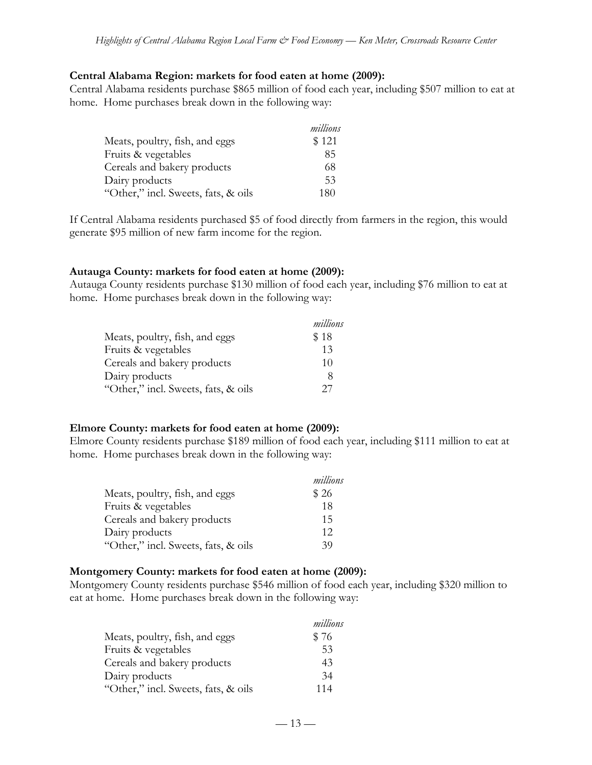**Central Alabama Region: markets for food eaten at home (2009):**

Central Alabama residents purchase $865 million of food each year, including $507 million to eat at home. Home purchases break down in the following way:

| | *millions* |
|---|---|
| Meats, poultry, fish, and eggs | $ 121 |
| Fruits & vegetables | 85 |
| Cereals and bakery products | 68 |
| Dairy products | 53 |
| "Other," incl. Sweets, fats, & oils | 180 |

If Central Alabama residents purchased $5 of food directly from farmers in the region, this would generate $95 million of new farm income for the region.

**Autauga County: markets for food eaten at home (2009):**

Autauga County residents purchase $130 million of food each year, including $76 million to eat at home. Home purchases break down in the following way:

| | *millions* |
|---|---|
| Meats, poultry, fish, and eggs | $ 18 |
| Fruits & vegetables | 13 |
| Cereals and bakery products | 10 |
| Dairy products | 8 |
| "Other," incl. Sweets, fats, & oils | 27 |

**Elmore County: markets for food eaten at home (2009):**

Elmore County residents purchase $189 million of food each year, including $111 million to eat at home. Home purchases break down in the following way:

| | *millions* |
|---|---|
| Meats, poultry, fish, and eggs | $ 26 |
| Fruits & vegetables | 18 |
| Cereals and bakery products | 15 |
| Dairy products | 12 |
| "Other," incl. Sweets, fats, & oils | 39 |

**Montgomery County: markets for food eaten at home (2009):**

Montgomery County residents purchase $546 million of food each year, including $320 million to eat at home. Home purchases break down in the following way:

| | *millions* |
|---|---|
| Meats, poultry, fish, and eggs | $ 76 |
| Fruits & vegetables | 53 |
| Cereals and bakery products | 43 |
| Dairy products | 34 |
| "Other," incl. Sweets, fats, & oils | 114 |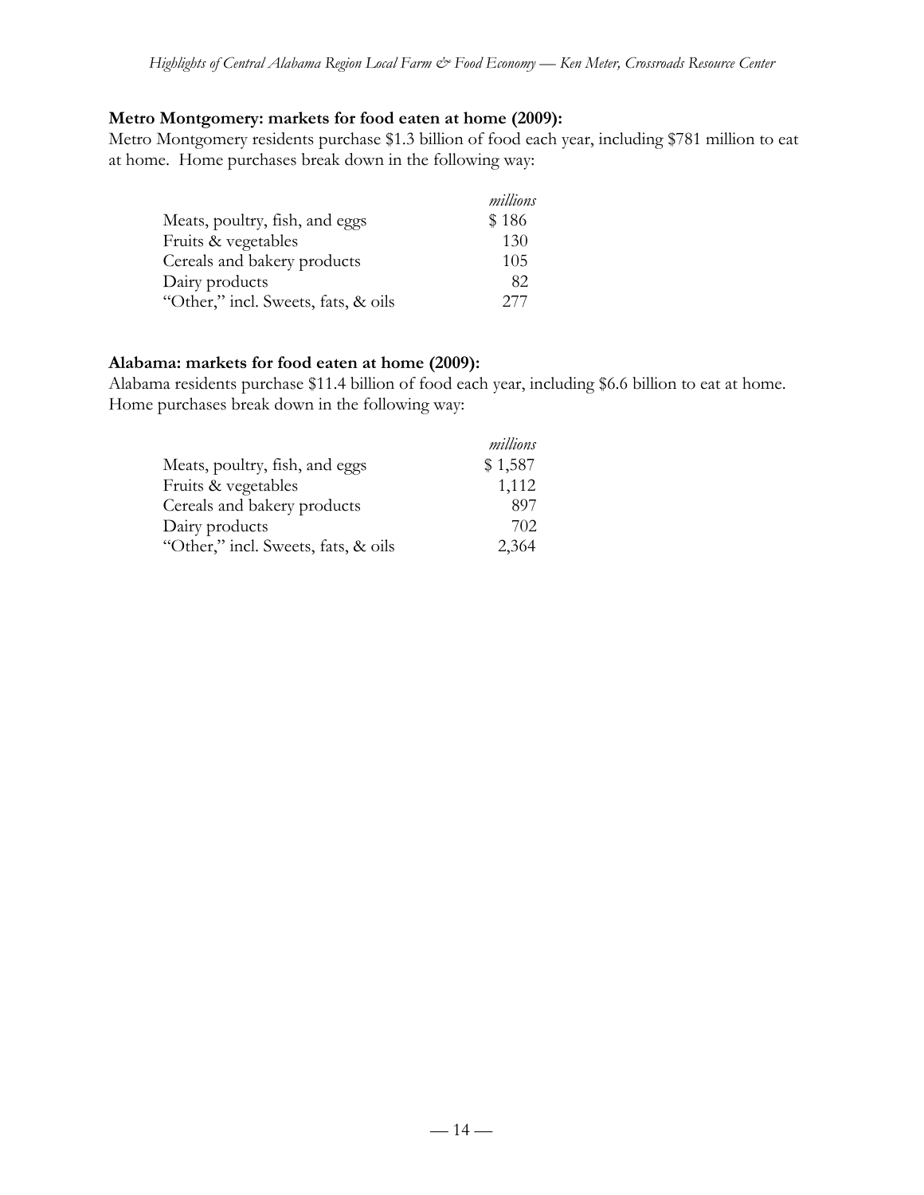**Metro Montgomery: markets for food eaten at home (2009):**

Metro Montgomery residents purchase $1.3 billion of food each year, including $781 million to eat at home. Home purchases break down in the following way:

| | *millions* |
|---|---|
| Meats, poultry, fish, and eggs | $ 186 |
| Fruits & vegetables | 130 |
| Cereals and bakery products | 105 |
| Dairy products | 82 |
| "Other," incl. Sweets, fats, & oils | 277 |

**Alabama: markets for food eaten at home (2009):**

Alabama residents purchase $11.4 billion of food each year, including $6.6 billion to eat at home. Home purchases break down in the following way:

| | *millions* |
|---|---|
| Meats, poultry, fish, and eggs | $ 1,587 |
| Fruits & vegetables | 1,112 |
| Cereals and bakery products | 897 |
| Dairy products | 702 |
| "Other," incl. Sweets, fats, & oils | 2,364 |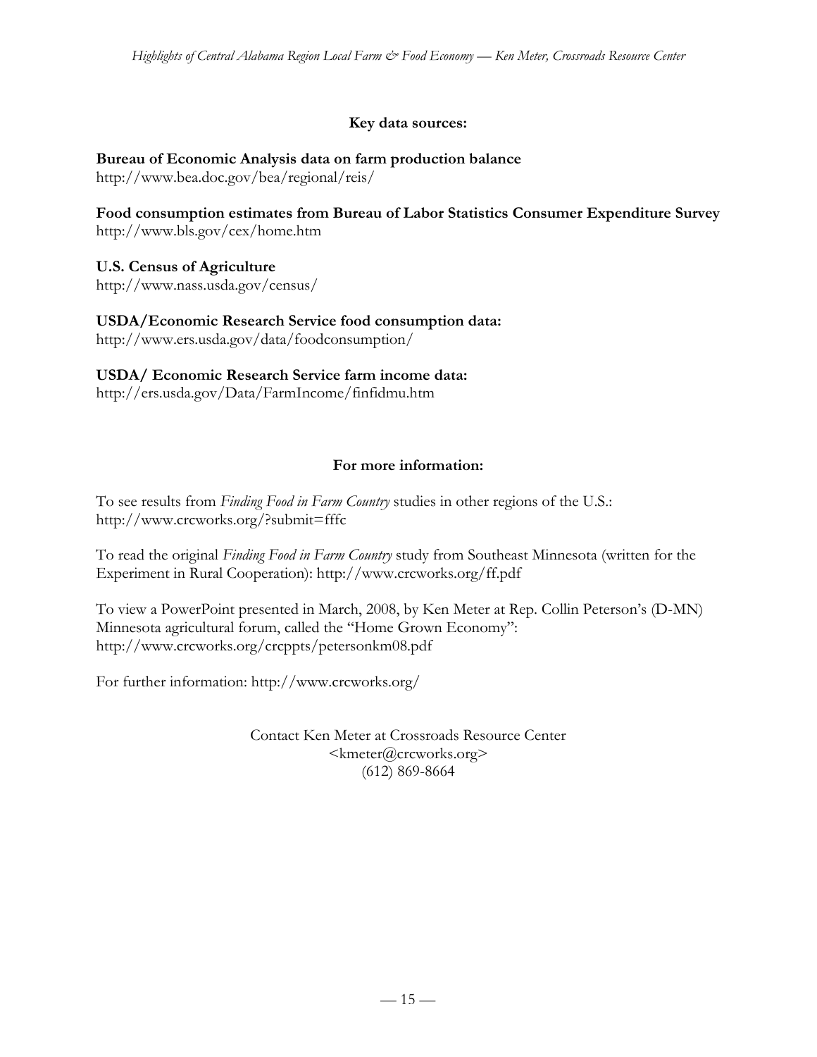**Key data sources:**

**Bureau of Economic Analysis data on farm production balance**
http://www.bea.doc.gov/bea/regional/reis/

**Food consumption estimates from Bureau of Labor Statistics Consumer Expenditure Survey**
http://www.bls.gov/cex/home.htm

**U.S. Census of Agriculture**
http://www.nass.usda.gov/census/

**USDA/Economic Research Service food consumption data:**
http://www.ers.usda.gov/data/foodconsumption/

**USDA/ Economic Research Service farm income data:**
http://ers.usda.gov/Data/FarmIncome/finfidmu.htm

**For more information:**

To see results from *Finding Food in Farm Country* studies in other regions of the U.S.: http://www.crcworks.org/?submit=fffc

To read the original *Finding Food in Farm Country* study from Southeast Minnesota (written for the Experiment in Rural Cooperation): http://www.crcworks.org/ff.pdf

To view a PowerPoint presented in March, 2008, by Ken Meter at Rep. Collin Peterson's (D-MN) Minnesota agricultural forum, called the "Home Grown Economy": http://www.crcworks.org/crcppts/petersonkm08.pdf

For further information: http://www.crcworks.org/

Contact Ken Meter at Crossroads Resource Center
<kmeter@crcworks.org>
(612) 869-8664